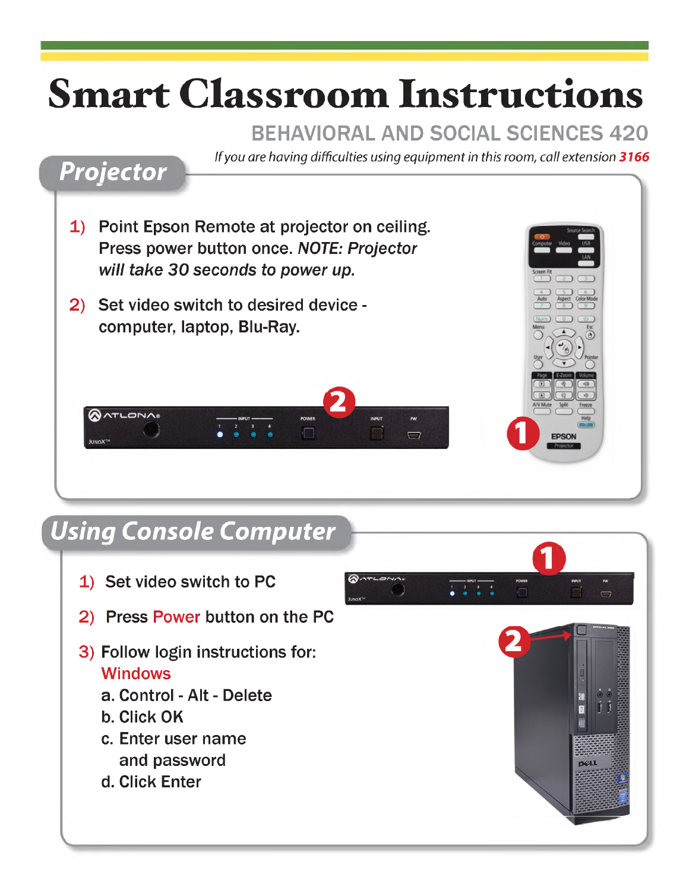# Smart Classroom Instructions

## BEHAVIORAL AND SOCIAL SCIENCES 420

*If you are having difficulties using equipment in this room, call extension* ***3166***

## Projector

1) Point Epson Remote at projector on ceiling. Press power button once. *NOTE: Projector will take 30 seconds to power up.*

2) Set video switch to desired device - computer, laptop, Blu-Ray.

## Using Console Computer

1) Set video switch to PC

2) Press Power button on the PC

3) Follow login instructions for:
   Windows
   a. Control - Alt - Delete
   b. Click OK
   c. Enter user name and password
   d. Click Enter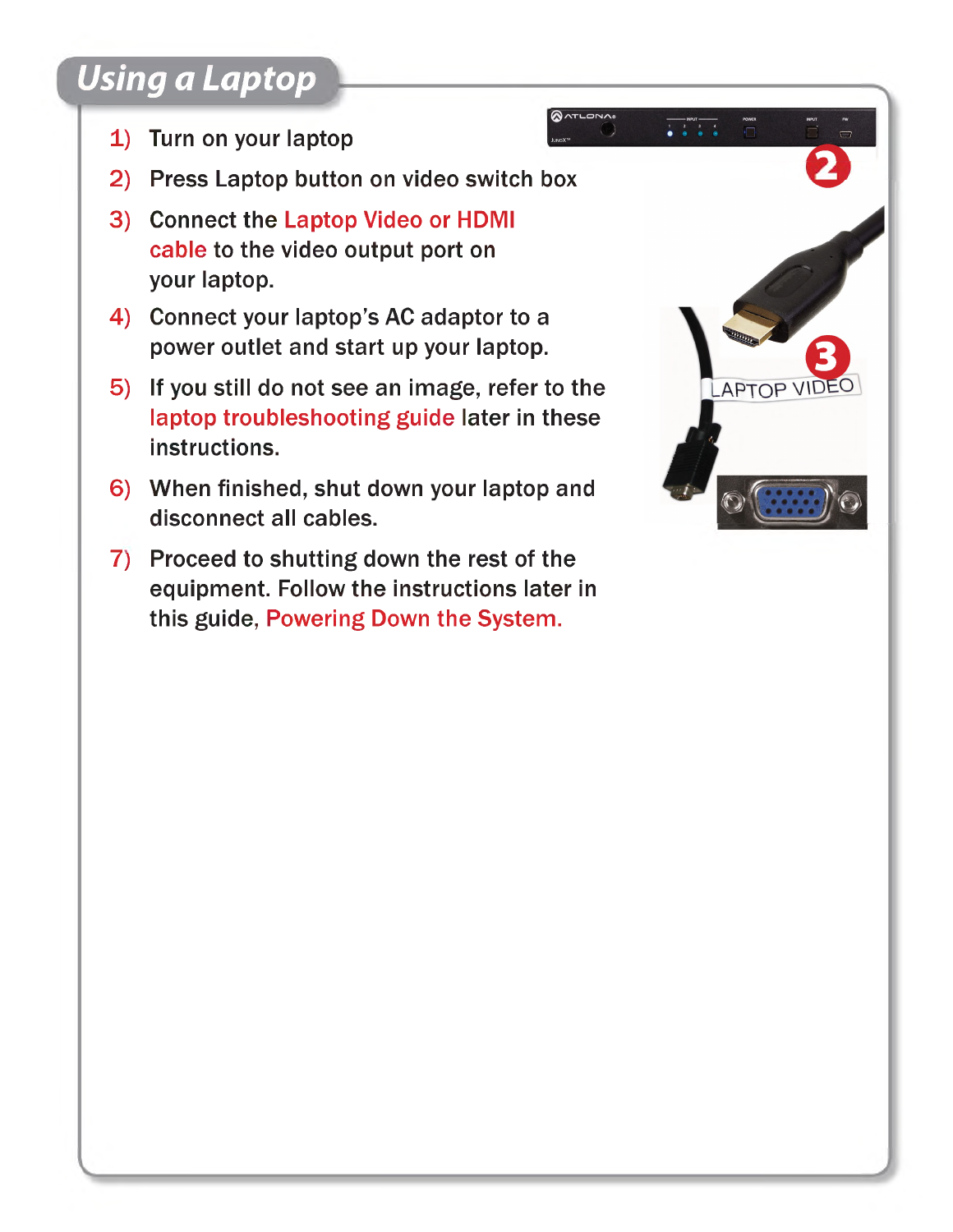## Using a Laptop

1) Turn on your laptop
2) Press Laptop button on video switch box
3) Connect the Laptop Video or HDMI cable to the video output port on your laptop.
4) Connect your laptop's AC adaptor to a power outlet and start up your laptop.
5) If you still do not see an image, refer to the laptop troubleshooting guide later in these instructions.
6) When finished, shut down your laptop and disconnect all cables.
7) Proceed to shutting down the rest of the equipment. Follow the instructions later in this guide, Powering Down the System.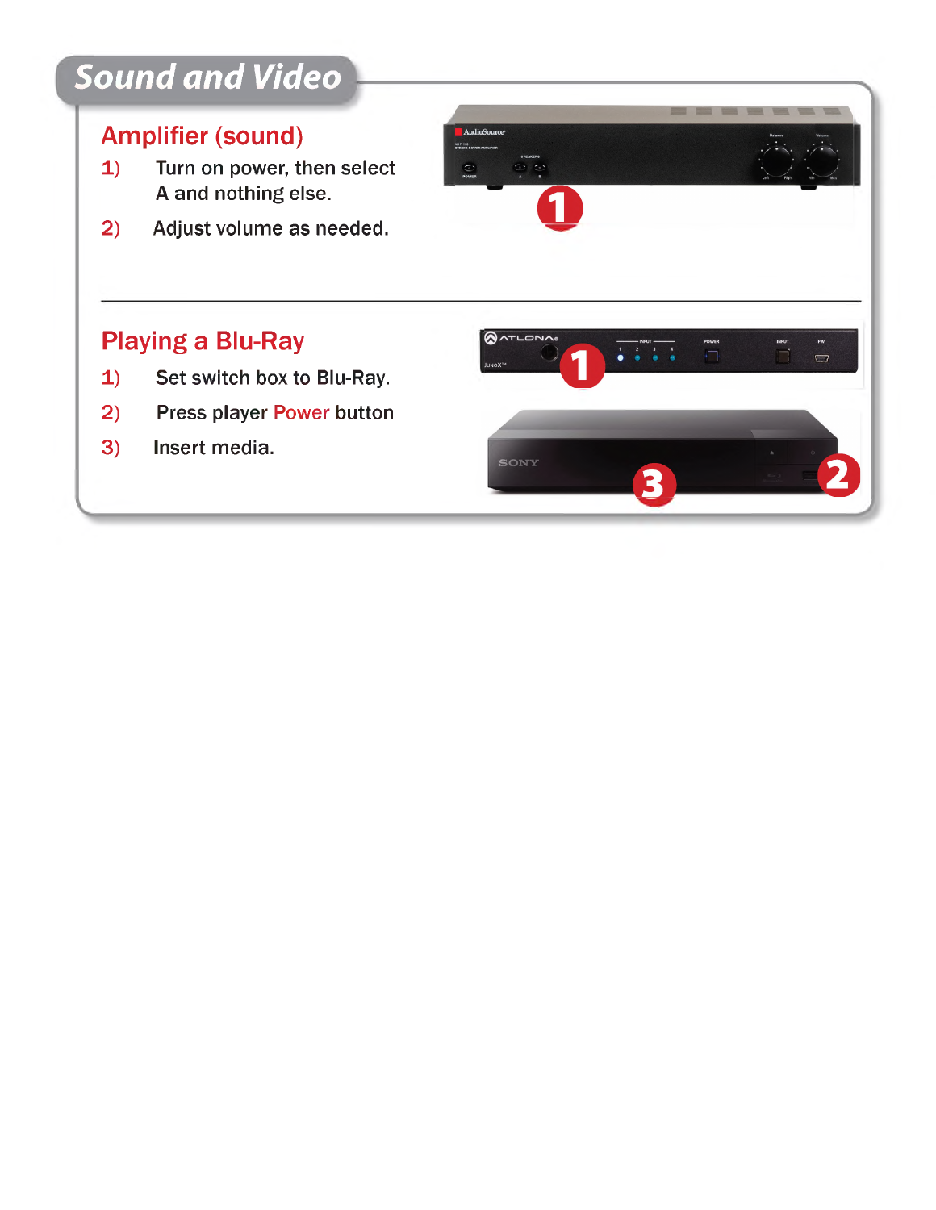# Sound and Video

## Amplifier (sound)

1) Turn on power, then select A and nothing else.
2) Adjust volume as needed.

## Playing a Blu-Ray

1) Set switch box to Blu-Ray.
2) Press player Power button
3) Insert media.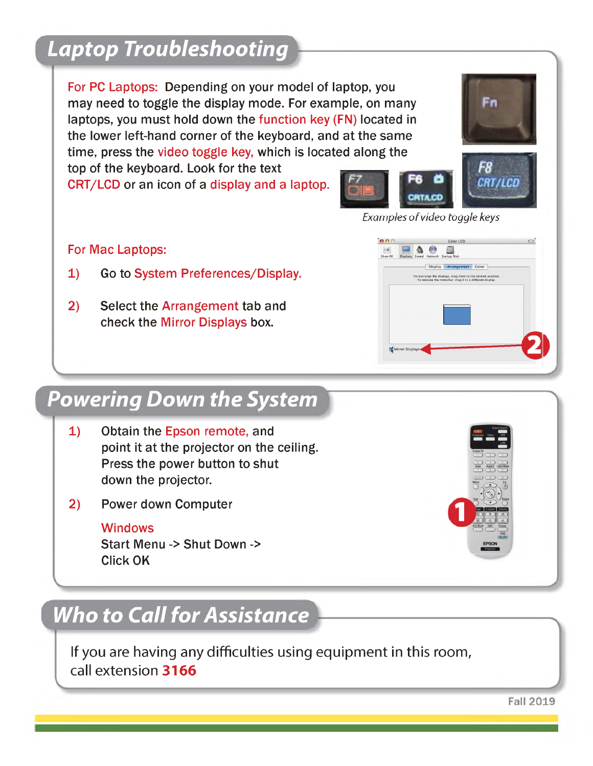## Laptop Troubleshooting

For PC Laptops: Depending on your model of laptop, you may need to toggle the display mode. For example, on many laptops, you must hold down the function key (FN) located in the lower left-hand corner of the keyboard, and at the same time, press the video toggle key, which is located along the top of the keyboard. Look for the text CRT/LCD or an icon of a display and a laptop.

*Examples of video toggle keys*

For Mac Laptops:

1) Go to System Preferences/Display.

2) Select the Arrangement tab and check the Mirror Displays box.

## Powering Down the System

1) Obtain the Epson remote, and point it at the projector on the ceiling. Press the power button to shut down the projector.

2) Power down Computer

   Windows
   Start Menu -> Shut Down -> Click OK

## Who to Call for Assistance

If you are having any difficulties using equipment in this room, call extension **3166**

Fall 2019